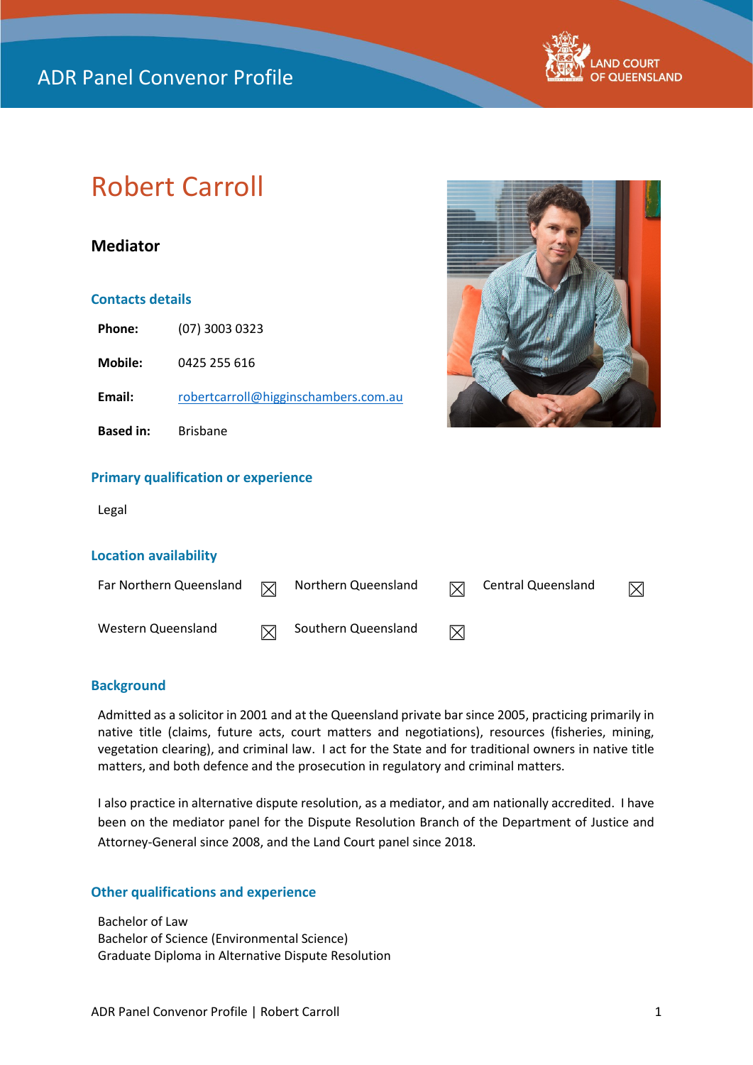ADR Panel Convenor Profile

LAND COURT OF QUEENSLAND

# Robert Carroll

## Mediator

### Contacts details

**Phone:** (07) 3003 0323

**Mobile:** 0425 255 616

**Email:** robertcarroll@higginschambers.com.au

**Based in:** Brisbane

### Primary qualification or experience

Legal

### Location availability

| | | | | | |
|---|---|---|---|---|---|
| Far Northern Queensland | ☒ | Northern Queensland | ☒ | Central Queensland | ☒ |
| Western Queensland | ☒ | Southern Queensland | ☒ | | |

### Background

Admitted as a solicitor in 2001 and at the Queensland private bar since 2005, practicing primarily in native title (claims, future acts, court matters and negotiations), resources (fisheries, mining, vegetation clearing), and criminal law. I act for the State and for traditional owners in native title matters, and both defence and the prosecution in regulatory and criminal matters.

I also practice in alternative dispute resolution, as a mediator, and am nationally accredited. I have been on the mediator panel for the Dispute Resolution Branch of the Department of Justice and Attorney-General since 2008, and the Land Court panel since 2018.

### Other qualifications and experience

Bachelor of Law
Bachelor of Science (Environmental Science)
Graduate Diploma in Alternative Dispute Resolution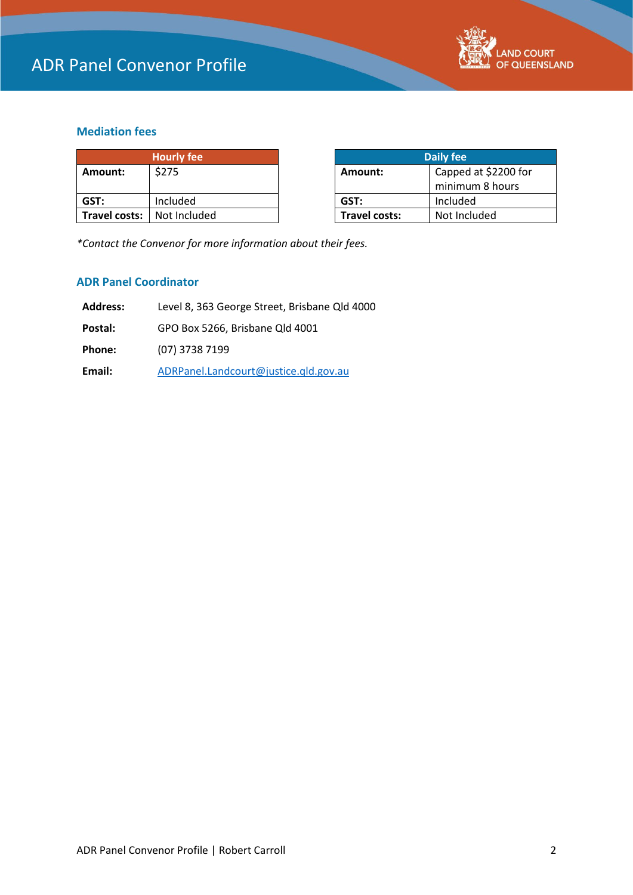## Mediation fees

| Hourly fee | |
|---|---|
| **Amount:** | $275 |
| **GST:** | Included |
| **Travel costs:** | Not Included |

| Daily fee | |
|---|---|
| **Amount:** | Capped at $2200 for minimum 8 hours |
| **GST:** | Included |
| **Travel costs:** | Not Included |

*\*Contact the Convenor for more information about their fees.*

## ADR Panel Coordinator

**Address:** Level 8, 363 George Street, Brisbane Qld 4000

**Postal:** GPO Box 5266, Brisbane Qld 4001

**Phone:** (07) 3738 7199

**Email:** ADRPanel.Landcourt@justice.qld.gov.au